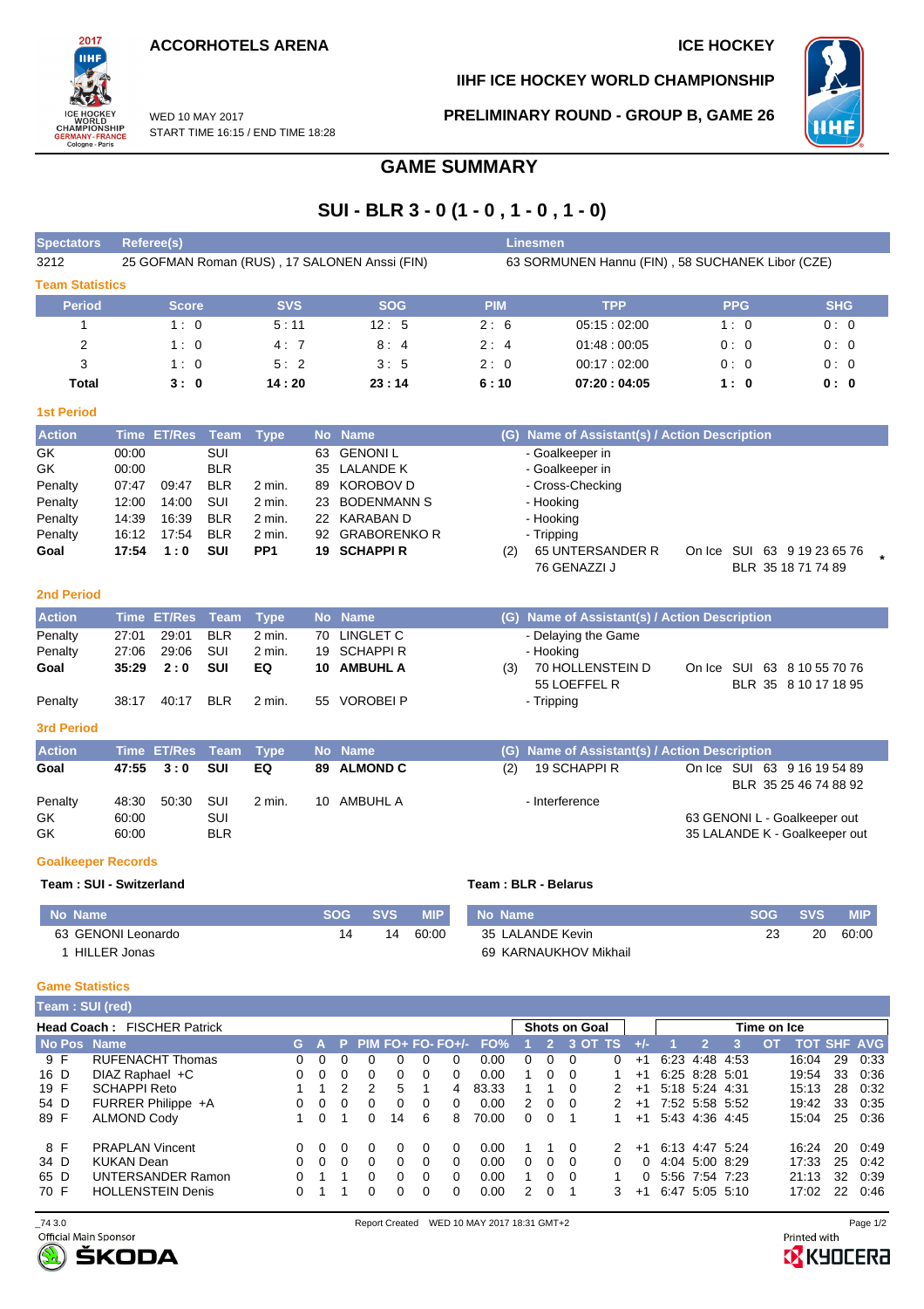ACCORHOTELS ARENA

ICE HOCKEY

IIHF ICE HOCKEY WORLD CHAMPIONSHIP

WED 10 MAY 2017
START TIME 16:15 / END TIME 18:28

PRELIMINARY ROUND - GROUP B, GAME 26

# GAME SUMMARY

## SUI - BLR 3 - 0 (1 - 0 , 1 - 0 , 1 - 0)

| Spectators | Referee(s) | Linesmen |
|---|---|---|
| 3212 | 25 GOFMAN Roman (RUS) , 17 SALONEN Anssi (FIN) | 63 SORMUNEN Hannu (FIN) , 58 SUCHANEK Libor (CZE) |

### Team Statistics

| Period | Score | SVS | SOG | PIM | TPP | PPG | SHG |
|---|---|---|---|---|---|---|---|
| 1 | 1 : 0 | 5 : 11 | 12 : 5 | 2 : 6 | 05:15 : 02:00 | 1 : 0 | 0 : 0 |
| 2 | 1 : 0 | 4 : 7 | 8 : 4 | 2 : 4 | 01:48 : 00:05 | 0 : 0 | 0 : 0 |
| 3 | 1 : 0 | 5 : 2 | 3 : 5 | 2 : 0 | 00:17 : 02:00 | 0 : 0 | 0 : 0 |
| **Total** | **3 : 0** | **14 : 20** | **23 : 14** | **6 : 10** | **07:20 : 04:05** | **1 : 0** | **0 : 0** |

### 1st Period

| Action | Time | ET/Res | Team | Type | No | Name | (G) | Name of Assistant(s) / Action Description | |
|---|---|---|---|---|---|---|---|---|---|
| GK | 00:00 | | SUI | | 63 | GENONI L | | - Goalkeeper in | |
| GK | 00:00 | | BLR | | 35 | LALANDE K | | - Goalkeeper in | |
| Penalty | 07:47 | 09:47 | BLR | 2 min. | 89 | KOROBOV D | | - Cross-Checking | |
| Penalty | 12:00 | 14:00 | SUI | 2 min. | 23 | BODENMANN S | | - Hooking | |
| Penalty | 14:39 | 16:39 | BLR | 2 min. | 22 | KARABAN D | | - Hooking | |
| Penalty | 16:12 | 17:54 | BLR | 2 min. | 92 | GRABORENKO R | | - Tripping | |
| **Goal** | **17:54** | **1 : 0** | **SUI** | **PP1** | **19** | **SCHAPPI R** | (2) | 65 UNTERSANDER R<br>76 GENAZZI J | On Ice SUI 63 9 19 23 65 76<br>BLR 35 18 71 74 89 * |

### 2nd Period

| Action | Time | ET/Res | Team | Type | No | Name | (G) | Name of Assistant(s) / Action Description | |
|---|---|---|---|---|---|---|---|---|---|
| Penalty | 27:01 | 29:01 | BLR | 2 min. | 70 | LINGLET C | | - Delaying the Game | |
| Penalty | 27:06 | 29:06 | SUI | 2 min. | 19 | SCHAPPI R | | - Hooking | |
| **Goal** | **35:29** | **2 : 0** | **SUI** | **EQ** | **10** | **AMBUHL A** | (3) | 70 HOLLENSTEIN D<br>55 LOEFFEL R | On Ice SUI 63 8 10 55 70 76<br>BLR 35 8 10 17 18 95 |
| Penalty | 38:17 | 40:17 | BLR | 2 min. | 55 | VOROBEI P | | - Tripping | |

### 3rd Period

| Action | Time | ET/Res | Team | Type | No | Name | (G) | Name of Assistant(s) / Action Description | |
|---|---|---|---|---|---|---|---|---|---|
| **Goal** | **47:55** | **3 : 0** | **SUI** | **EQ** | **89** | **ALMOND C** | (2) | 19 SCHAPPI R | On Ice SUI 63 9 16 19 54 89<br>BLR 35 25 46 74 88 92 |
| Penalty | 48:30 | 50:30 | SUI | 2 min. | 10 | AMBUHL A | | - Interference | |
| GK | 60:00 | | SUI | | | | | | 63 GENONI L - Goalkeeper out |
| GK | 60:00 | | BLR | | | | | | 35 LALANDE K - Goalkeeper out |

### Goalkeeper Records

**Team : SUI - Switzerland**

| No Name | SOG | SVS | MIP |
|---|---|---|---|
| 63 GENONI Leonardo | 14 | 14 | 60:00 |
| 1 HILLER Jonas | | | |

**Team : BLR - Belarus**

| No Name | SOG | SVS | MIP |
|---|---|---|---|
| 35 LALANDE Kevin | 23 | 20 | 60:00 |
| 69 KARNAUKHOV Mikhail | | | |

### Game Statistics

**Team : SUI (red)**

**Head Coach :** FISCHER Patrick

| No | Pos | Name | G | A | P | PIM | FO+ | FO- | FO+/- | FO% | SOG 1 | SOG 2 | SOG 3 | SOG OT | SOG TS | +/- | TOI 1 | TOI 2 | TOI 3 | TOI OT | TOT | SHF | AVG |
|---|---|---|---|---|---|---|---|---|---|---|---|---|---|---|---|---|---|---|---|---|---|---|---|
| 9 | F | RUFENACHT Thomas | 0 | 0 | 0 | 0 | 0 | 0 | 0 | 0.00 | 0 | 0 | 0 | | 0 | +1 | 6:23 | 4:48 | 4:53 | | 16:04 | 29 | 0:33 |
| 16 | D | DIAZ Raphael +C | 0 | 0 | 0 | 0 | 0 | 0 | 0 | 0.00 | 1 | 0 | 0 | | 1 | +1 | 6:25 | 8:28 | 5:01 | | 19:54 | 33 | 0:36 |
| 19 | F | SCHAPPI Reto | 1 | 1 | 2 | 2 | 5 | 1 | 4 | 83.33 | 1 | 1 | 0 | | 2 | +1 | 5:18 | 5:24 | 4:31 | | 15:13 | 28 | 0:32 |
| 54 | D | FURRER Philippe +A | 0 | 0 | 0 | 0 | 0 | 0 | 0 | 0.00 | 2 | 0 | 0 | | 2 | +1 | 7:52 | 5:58 | 5:52 | | 19:42 | 33 | 0:35 |
| 89 | F | ALMOND Cody | 1 | 0 | 1 | 0 | 14 | 6 | 8 | 70.00 | 0 | 0 | 1 | | 1 | +1 | 5:43 | 4:36 | 4:45 | | 15:04 | 25 | 0:36 |
| 8 | F | PRAPLAN Vincent | 0 | 0 | 0 | 0 | 0 | 0 | 0 | 0.00 | 1 | 1 | 0 | | 2 | +1 | 6:13 | 4:47 | 5:24 | | 16:24 | 20 | 0:49 |
| 34 | D | KUKAN Dean | 0 | 0 | 0 | 0 | 0 | 0 | 0 | 0.00 | 0 | 0 | 0 | | 0 | 0 | 4:04 | 5:00 | 8:29 | | 17:33 | 25 | 0:42 |
| 65 | D | UNTERSANDER Ramon | 0 | 1 | 1 | 0 | 0 | 0 | 0 | 0.00 | 1 | 0 | 0 | | 1 | 0 | 5:56 | 7:54 | 7:23 | | 21:13 | 32 | 0:39 |
| 70 | F | HOLLENSTEIN Denis | 0 | 1 | 1 | 0 | 0 | 0 | 0 | 0.00 | 2 | 0 | 1 | | 3 | +1 | 6:47 | 5:05 | 5:10 | | 17:02 | 22 | 0:46 |

_74 3.0 Report Created WED 10 MAY 2017 18:31 GMT+2

Official Main Sponsor ŠKODA

Printed with KYOCERA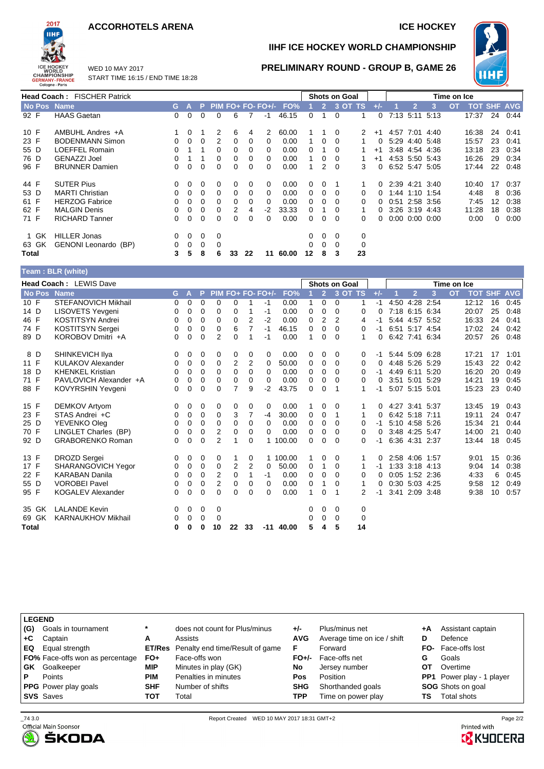# ACCORHOTELS ARENA

ICE HOCKEY

## IIHF ICE HOCKEY WORLD CHAMPIONSHIP

WED 10 MAY 2017
START TIME 16:15 / END TIME 18:28

### PRELIMINARY ROUND - GROUP B, GAME 26

**Head Coach :** FISCHER Patrick

| No | Pos | Name | G | A | P | PIM | FO+ | FO- | FO+/- | FO% | Shots on Goal 1 | 2 | 3 | OT | TS | +/- | Time on Ice 1 | 2 | 3 | OT | TOT | SHF | AVG |
|---|---|---|---|---|---|---|---|---|---|---|---|---|---|---|---|---|---|---|---|---|---|---|---|
| 92 | F | HAAS Gaetan | 0 | 0 | 0 | 0 | 6 | 7 | -1 | 46.15 | 0 | 1 | 0 | | 1 | 0 | 7:13 | 5:11 | 5:13 | | 17:37 | 24 | 0:44 |
| 10 | F | AMBUHL Andres +A | 1 | 0 | 1 | 2 | 6 | 4 | 2 | 60.00 | 1 | 1 | 0 | | 2 | +1 | 4:57 | 7:01 | 4:40 | | 16:38 | 24 | 0:41 |
| 23 | F | BODENMANN Simon | 0 | 0 | 0 | 2 | 0 | 0 | 0 | 0.00 | 1 | 0 | 0 | | 1 | 0 | 5:29 | 4:40 | 5:48 | | 15:57 | 23 | 0:41 |
| 55 | D | LOEFFEL Romain | 0 | 1 | 1 | 0 | 0 | 0 | 0 | 0.00 | 0 | 1 | 0 | | 1 | +1 | 3:48 | 4:54 | 4:36 | | 13:18 | 23 | 0:34 |
| 76 | D | GENAZZI Joel | 0 | 1 | 1 | 0 | 0 | 0 | 0 | 0.00 | 1 | 0 | 0 | | 1 | +1 | 4:53 | 5:50 | 5:43 | | 16:26 | 29 | 0:34 |
| 96 | F | BRUNNER Damien | 0 | 0 | 0 | 0 | 0 | 0 | 0 | 0.00 | 1 | 2 | 0 | | 3 | 0 | 6:52 | 5:47 | 5:05 | | 17:44 | 22 | 0:48 |
| 44 | F | SUTER Pius | 0 | 0 | 0 | 0 | 0 | 0 | 0 | 0.00 | 0 | 0 | 1 | | 1 | 0 | 2:39 | 4:21 | 3:40 | | 10:40 | 17 | 0:37 |
| 53 | D | MARTI Christian | 0 | 0 | 0 | 0 | 0 | 0 | 0 | 0.00 | 0 | 0 | 0 | | 0 | 0 | 1:44 | 1:10 | 1:54 | | 4:48 | 8 | 0:36 |
| 61 | F | HERZOG Fabrice | 0 | 0 | 0 | 0 | 0 | 0 | 0 | 0.00 | 0 | 0 | 0 | | 0 | 0 | 0:51 | 2:58 | 3:56 | | 7:45 | 12 | 0:38 |
| 62 | F | MALGIN Denis | 0 | 0 | 0 | 0 | 2 | 4 | -2 | 33.33 | 0 | 1 | 0 | | 1 | 0 | 3:26 | 3:19 | 4:43 | | 11:28 | 18 | 0:38 |
| 71 | F | RICHARD Tanner | 0 | 0 | 0 | 0 | 0 | 0 | 0 | 0.00 | 0 | 0 | 0 | | 0 | 0 | 0:00 | 0:00 | 0:00 | | 0:00 | 0 | 0:00 |
| 1 | GK | HILLER Jonas | 0 | 0 | 0 | 0 | | | | | 0 | 0 | 0 | | 0 | | | | | | | | |
| 63 | GK | GENONI Leonardo (BP) | 0 | 0 | 0 | 0 | | | | | 0 | 0 | 0 | | 0 | | | | | | | | |
| Total | | | 3 | 5 | 8 | 6 | 33 | 22 | 11 | 60.00 | 12 | 8 | 3 | | 23 | | | | | | | | |

## Team : BLR (white)

**Head Coach :** LEWIS Dave

| No | Pos | Name | G | A | P | PIM | FO+ | FO- | FO+/- | FO% | Shots on Goal 1 | 2 | 3 | OT | TS | +/- | Time on Ice 1 | 2 | 3 | OT | TOT | SHF | AVG |
|---|---|---|---|---|---|---|---|---|---|---|---|---|---|---|---|---|---|---|---|---|---|---|---|
| 10 | F | STEFANOVICH Mikhail | 0 | 0 | 0 | 0 | 0 | 1 | -1 | 0.00 | 1 | 0 | 0 | | 1 | -1 | 4:50 | 4:28 | 2:54 | | 12:12 | 16 | 0:45 |
| 14 | D | LISOVETS Yevgeni | 0 | 0 | 0 | 0 | 0 | 1 | -1 | 0.00 | 0 | 0 | 0 | | 0 | 0 | 7:18 | 6:15 | 6:34 | | 20:07 | 25 | 0:48 |
| 46 | F | KOSTITSYN Andrei | 0 | 0 | 0 | 0 | 0 | 2 | -2 | 0.00 | 0 | 2 | 2 | | 4 | -1 | 5:44 | 4:57 | 5:52 | | 16:33 | 24 | 0:41 |
| 74 | F | KOSTITSYN Sergei | 0 | 0 | 0 | 0 | 6 | 7 | -1 | 46.15 | 0 | 0 | 0 | | 0 | -1 | 6:51 | 5:17 | 4:54 | | 17:02 | 24 | 0:42 |
| 89 | D | KOROBOV Dmitri +A | 0 | 0 | 0 | 2 | 0 | 1 | -1 | 0.00 | 1 | 0 | 0 | | 1 | 0 | 6:42 | 7:41 | 6:34 | | 20:57 | 26 | 0:48 |
| 8 | D | SHINKEVICH Ilya | 0 | 0 | 0 | 0 | 0 | 0 | 0 | 0.00 | 0 | 0 | 0 | | 0 | -1 | 5:44 | 5:09 | 6:28 | | 17:21 | 17 | 1:01 |
| 11 | F | KULAKOV Alexander | 0 | 0 | 0 | 0 | 2 | 2 | 0 | 50.00 | 0 | 0 | 0 | | 0 | 0 | 4:48 | 5:26 | 5:29 | | 15:43 | 22 | 0:42 |
| 18 | D | KHENKEL Kristian | 0 | 0 | 0 | 0 | 0 | 0 | 0 | 0.00 | 0 | 0 | 0 | | 0 | -1 | 4:49 | 6:11 | 5:20 | | 16:20 | 20 | 0:49 |
| 71 | F | PAVLOVICH Alexander +A | 0 | 0 | 0 | 0 | 0 | 0 | 0 | 0.00 | 0 | 0 | 0 | | 0 | 0 | 3:51 | 5:01 | 5:29 | | 14:21 | 19 | 0:45 |
| 88 | F | KOVYRSHIN Yevgeni | 0 | 0 | 0 | 0 | 7 | 9 | -2 | 43.75 | 0 | 0 | 1 | | 1 | -1 | 5:07 | 5:15 | 5:01 | | 15:23 | 23 | 0:40 |
| 15 | F | DEMKOV Artyom | 0 | 0 | 0 | 0 | 0 | 0 | 0 | 0.00 | 1 | 0 | 0 | | 1 | 0 | 4:27 | 3:41 | 5:37 | | 13:45 | 19 | 0:43 |
| 23 | F | STAS Andrei +C | 0 | 0 | 0 | 0 | 3 | 7 | -4 | 30.00 | 0 | 0 | 1 | | 1 | 0 | 6:42 | 5:18 | 7:11 | | 19:11 | 24 | 0:47 |
| 25 | D | YEVENKO Oleg | 0 | 0 | 0 | 0 | 0 | 0 | 0 | 0.00 | 0 | 0 | 0 | | 0 | -1 | 5:10 | 4:58 | 5:26 | | 15:34 | 21 | 0:44 |
| 70 | F | LINGLET Charles (BP) | 0 | 0 | 0 | 2 | 0 | 0 | 0 | 0.00 | 0 | 0 | 0 | | 0 | 0 | 3:48 | 4:25 | 5:47 | | 14:00 | 21 | 0:40 |
| 92 | D | GRABORENKO Roman | 0 | 0 | 0 | 2 | 1 | 0 | 1 | 100.00 | 0 | 0 | 0 | | 0 | -1 | 6:36 | 4:31 | 2:37 | | 13:44 | 18 | 0:45 |
| 13 | F | DROZD Sergei | 0 | 0 | 0 | 0 | 1 | 0 | 1 | 100.00 | 1 | 0 | 0 | | 1 | 0 | 2:58 | 4:06 | 1:57 | | 9:01 | 15 | 0:36 |
| 17 | F | SHARANGOVICH Yegor | 0 | 0 | 0 | 0 | 2 | 2 | 0 | 50.00 | 0 | 1 | 0 | | 1 | -1 | 1:33 | 3:18 | 4:13 | | 9:04 | 14 | 0:38 |
| 22 | F | KARABAN Danila | 0 | 0 | 0 | 2 | 0 | 1 | -1 | 0.00 | 0 | 0 | 0 | | 0 | 0 | 0:05 | 1:52 | 2:36 | | 4:33 | 6 | 0:45 |
| 55 | D | VOROBEI Pavel | 0 | 0 | 0 | 2 | 0 | 0 | 0 | 0.00 | 0 | 1 | 0 | | 1 | 0 | 0:30 | 5:03 | 4:25 | | 9:58 | 12 | 0:49 |
| 95 | F | KOGALEV Alexander | 0 | 0 | 0 | 0 | 0 | 0 | 0 | 0.00 | 1 | 0 | 1 | | 2 | -1 | 3:41 | 2:09 | 3:48 | | 9:38 | 10 | 0:57 |
| 35 | GK | LALANDE Kevin | 0 | 0 | 0 | 0 | | | | | 0 | 0 | 0 | | 0 | | | | | | | | |
| 69 | GK | KARNAUKHOV Mikhail | 0 | 0 | 0 | 0 | | | | | 0 | 0 | 0 | | 0 | | | | | | | | |
| Total | | | 0 | 0 | 0 | 10 | 22 | 33 | -11 | 40.00 | 5 | 4 | 5 | | 14 | | | | | | | | |

**LEGEND**

| | | | | | | | |
|---|---|---|---|---|---|---|---|
| (G) | Goals in tournament | * | does not count for Plus/minus | +/- | Plus/minus net | +A | Assistant captain |
| +C | Captain | A | Assists | AVG | Average time on ice / shift | D | Defence |
| EQ | Equal strength | ET/Res | Penalty end time/Result of game | F | Forward | FO- | Face-offs lost |
| FO% | Face-offs won as percentage | FO+ | Face-offs won | FO+/- | Face-offs net | G | Goals |
| GK | Goalkeeper | MIP | Minutes in play (GK) | No | Jersey number | OT | Overtime |
| P | Points | PIM | Penalties in minutes | Pos | Position | PP1 | Power play - 1 player |
| PPG | Power play goals | SHF | Number of shifts | SHG | Shorthanded goals | SOG | Shots on goal |
| SVS | Saves | TOT | Total | TPP | Time on power play | TS | Total shots |

_74 3.0 Report Created WED 10 MAY 2017 18:31 GMT+2

Official Main Sponsor ŠKODA

Printed with KYOCERA